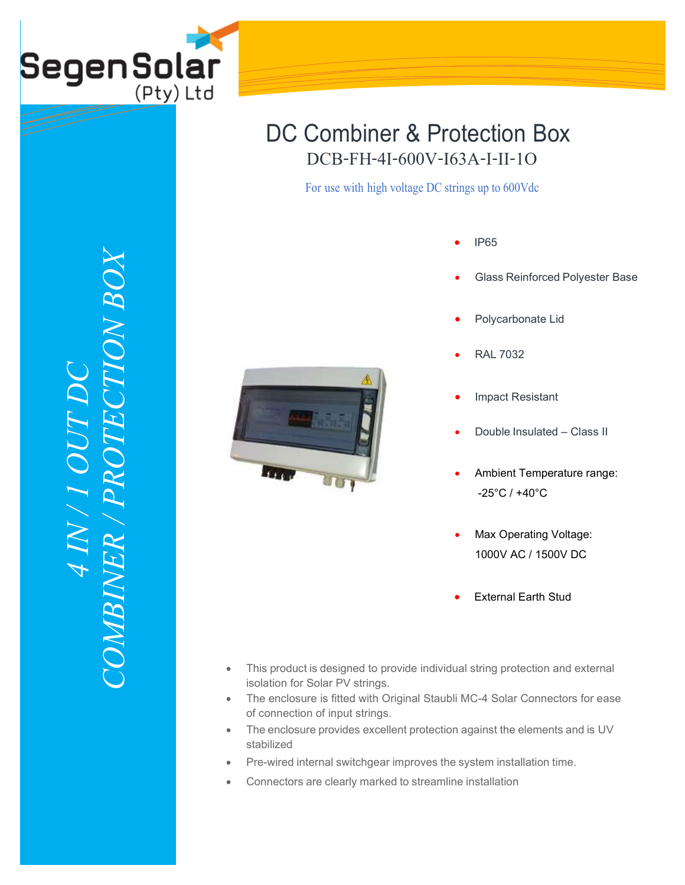Segen Solar (Pty) Ltd

# DC Combiner & Protection Box

## DCB-FH-4I-600V-I63A-I-II-1O

For use with high voltage DC strings up to 600Vdc

*4 IN / 1 OUT DC COMBINER / PROTECTION BOX*

- IP65
- Glass Reinforced Polyester Base
- Polycarbonate Lid
- RAL 7032
- Impact Resistant
- Double Insulated – Class II
- Ambient Temperature range: -25°C / +40°C
- Max Operating Voltage: 1000V AC / 1500V DC
- External Earth Stud

- This product is designed to provide individual string protection and external isolation for Solar PV strings.
- The enclosure is fitted with Original Staubli MC-4 Solar Connectors for ease of connection of input strings.
- The enclosure provides excellent protection against the elements and is UV stabilized
- Pre-wired internal switchgear improves the system installation time.
- Connectors are clearly marked to streamline installation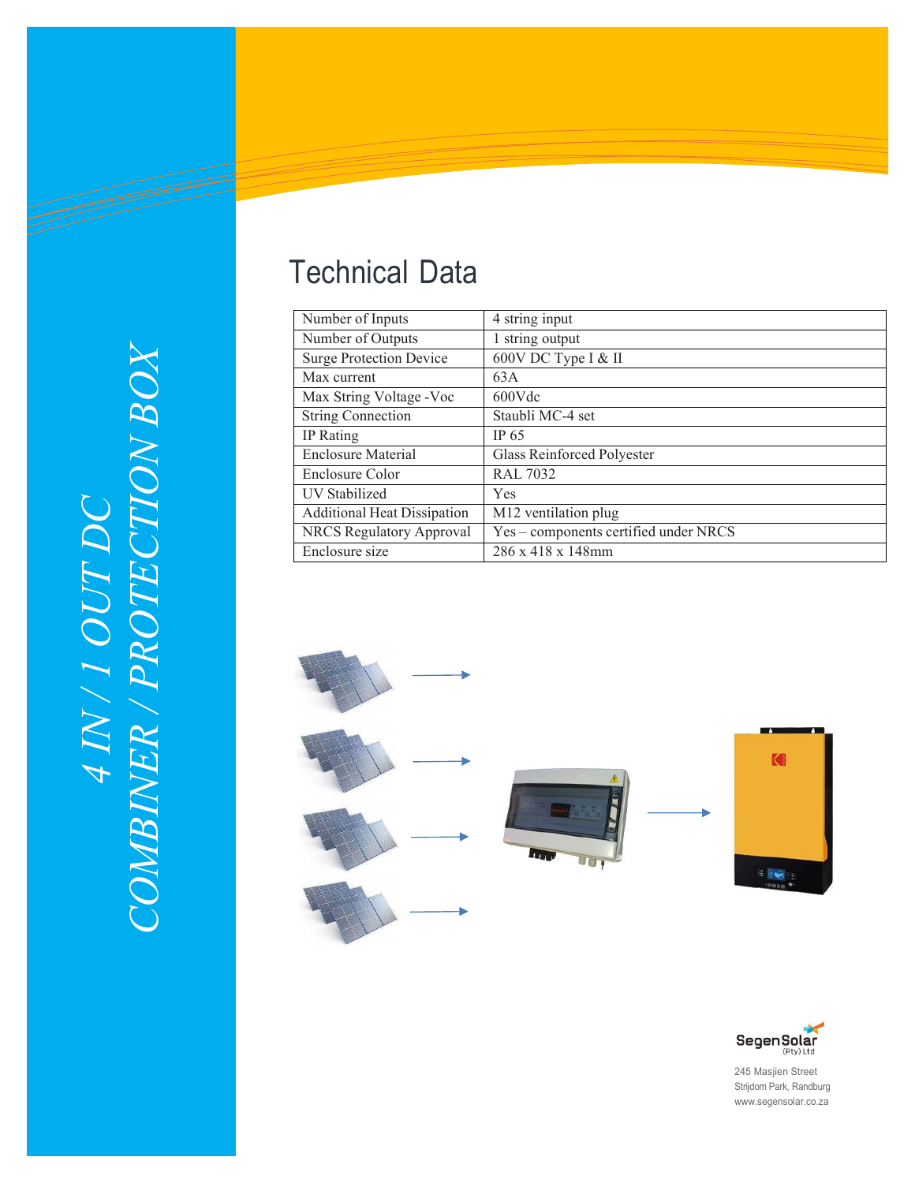*4 IN / 1 OUT DC COMBINER / PROTECTION BOX*

## Technical Data

| | |
|---|---|
| Number of Inputs | 4 string input |
| Number of Outputs | 1 string output |
| Surge Protection Device | 600V DC Type I & II |
| Max current | 63A |
| Max String Voltage -Voc | 600Vdc |
| String Connection | Staubli MC-4 set |
| IP Rating | IP 65 |
| Enclosure Material | Glass Reinforced Polyester |
| Enclosure Color | RAL 7032 |
| UV Stabilized | Yes |
| Additional Heat Dissipation | M12 ventilation plug |
| NRCS Regulatory Approval | Yes – components certified under NRCS |
| Enclosure size | 286 x 418 x 148mm |

SegenSolar (Pty) Ltd

245 Masjien Street
Strijdom Park, Randburg
www.segensolar.co.za